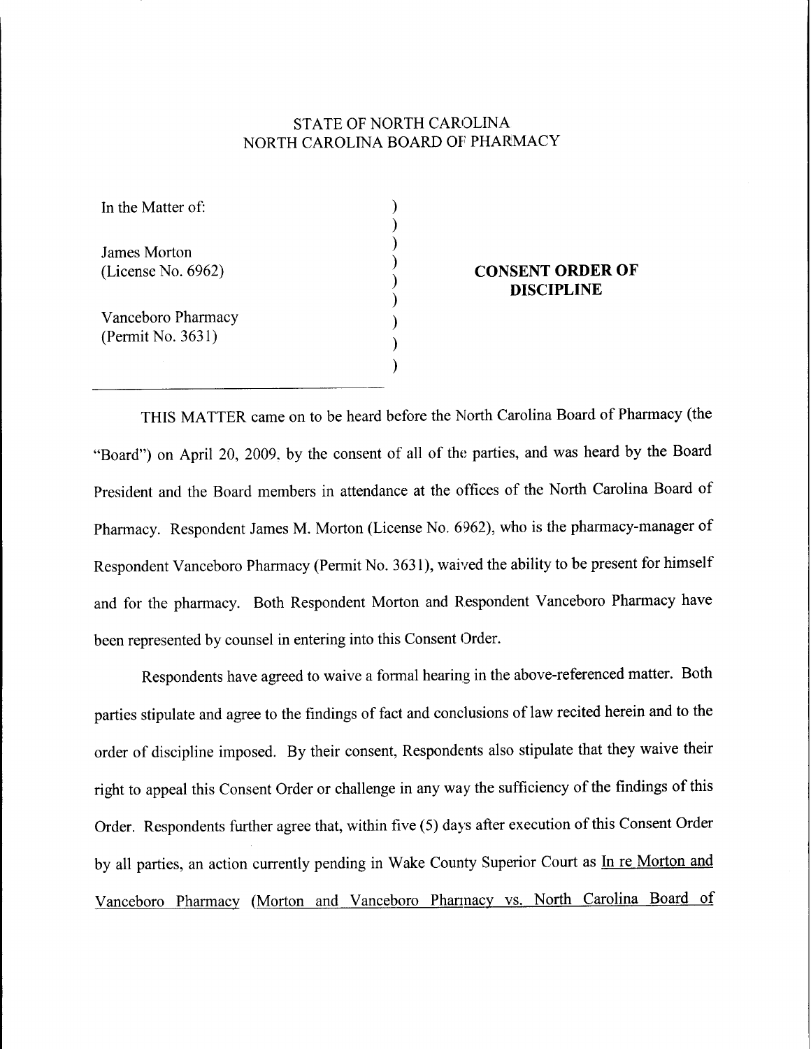STATE OF NORTH CAROLINA
NORTH CAROLINA BOARD OF PHARMACY

| | |
|---|---|
| In the Matter of:<br><br>James Morton<br>(License No. 6962)<br><br>Vanceboro Pharmacy<br>(Permit No. 3631) | **CONSENT ORDER OF DISCIPLINE** |

THIS MATTER came on to be heard before the North Carolina Board of Pharmacy (the "Board") on April 20, 2009, by the consent of all of the parties, and was heard by the Board President and the Board members in attendance at the offices of the North Carolina Board of Pharmacy. Respondent James M. Morton (License No. 6962), who is the pharmacy-manager of Respondent Vanceboro Pharmacy (Permit No. 3631), waived the ability to be present for himself and for the pharmacy. Both Respondent Morton and Respondent Vanceboro Pharmacy have been represented by counsel in entering into this Consent Order.

Respondents have agreed to waive a formal hearing in the above-referenced matter. Both parties stipulate and agree to the findings of fact and conclusions of law recited herein and to the order of discipline imposed. By their consent, Respondents also stipulate that they waive their right to appeal this Consent Order or challenge in any way the sufficiency of the findings of this Order. Respondents further agree that, within five (5) days after execution of this Consent Order by all parties, an action currently pending in Wake County Superior Court as In re Morton and Vanceboro Pharmacy (Morton and Vanceboro Pharmacy vs. North Carolina Board of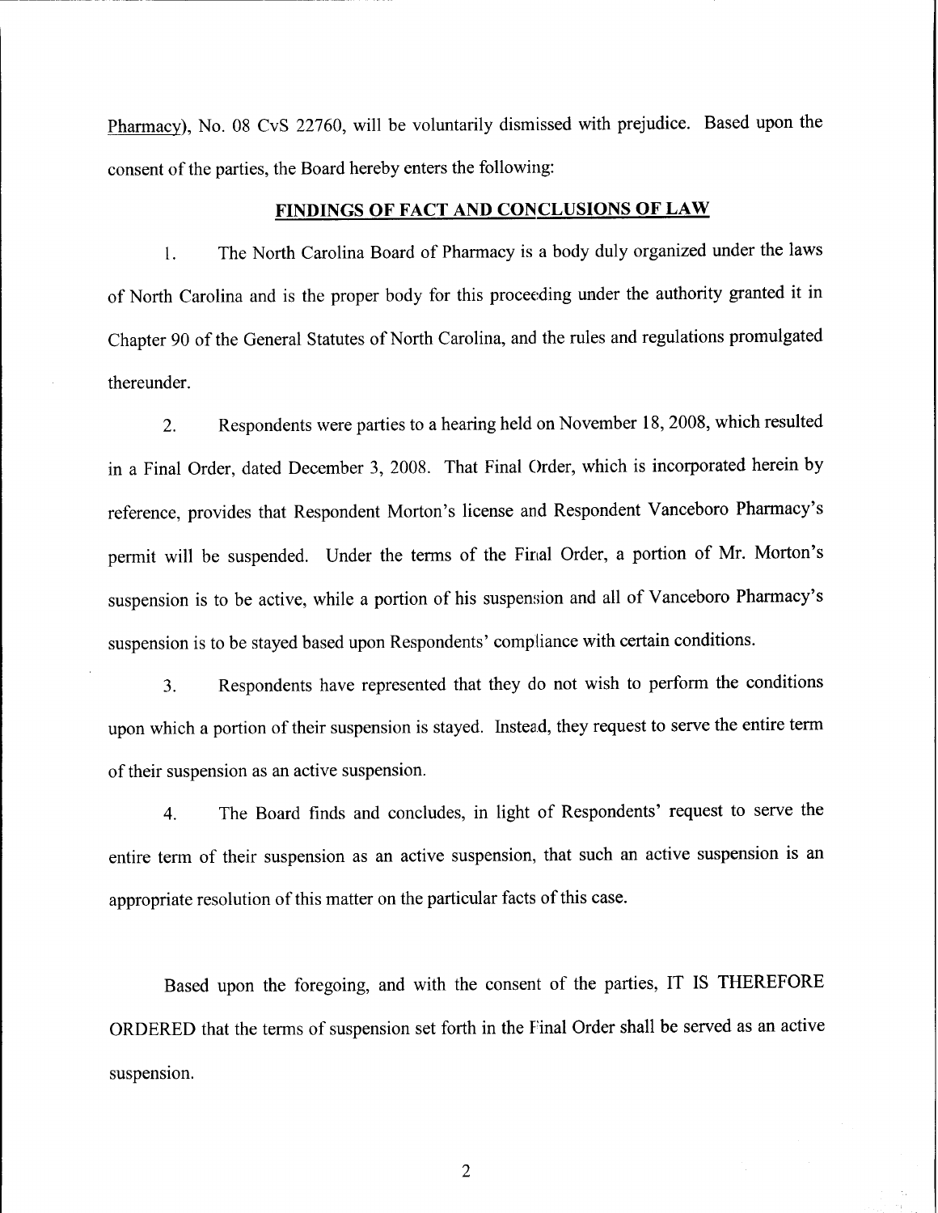Pharmacy), No. 08 CvS 22760, will be voluntarily dismissed with prejudice. Based upon the consent of the parties, the Board hereby enters the following:

## FINDINGS OF FACT AND CONCLUSIONS OF LAW

1. The North Carolina Board of Pharmacy is a body duly organized under the laws of North Carolina and is the proper body for this proceeding under the authority granted it in Chapter 90 of the General Statutes of North Carolina, and the rules and regulations promulgated thereunder.

2. Respondents were parties to a hearing held on November 18, 2008, which resulted in a Final Order, dated December 3, 2008. That Final Order, which is incorporated herein by reference, provides that Respondent Morton's license and Respondent Vanceboro Pharmacy's permit will be suspended. Under the terms of the Final Order, a portion of Mr. Morton's suspension is to be active, while a portion of his suspension and all of Vanceboro Pharmacy's suspension is to be stayed based upon Respondents' compliance with certain conditions.

3. Respondents have represented that they do not wish to perform the conditions upon which a portion of their suspension is stayed. Instead, they request to serve the entire term of their suspension as an active suspension.

4. The Board finds and concludes, in light of Respondents' request to serve the entire term of their suspension as an active suspension, that such an active suspension is an appropriate resolution of this matter on the particular facts of this case.

Based upon the foregoing, and with the consent of the parties, IT IS THEREFORE ORDERED that the terms of suspension set forth in the Final Order shall be served as an active suspension.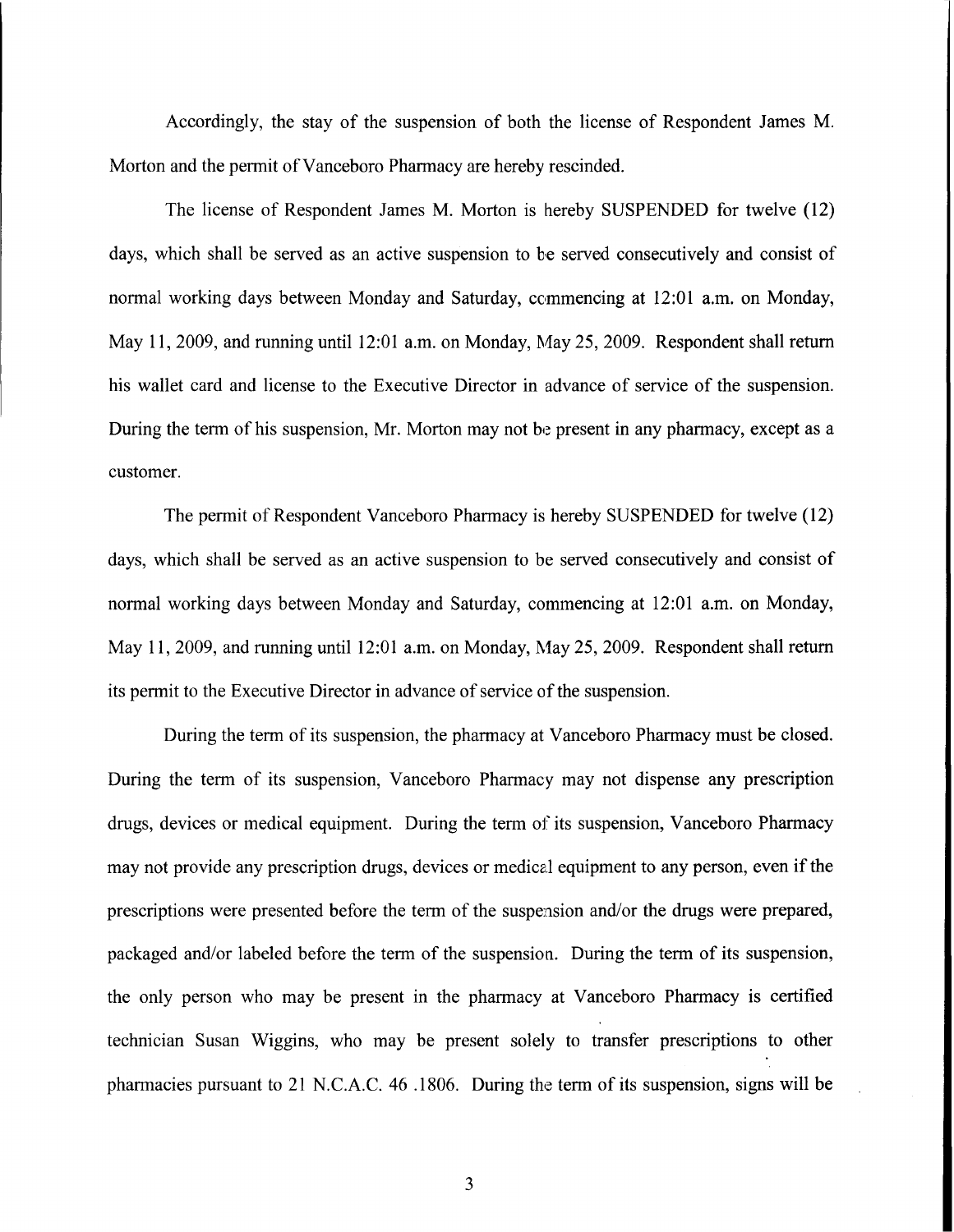Accordingly, the stay of the suspension of both the license of Respondent James M. Morton and the permit of Vanceboro Pharmacy are hereby rescinded.

The license of Respondent James M. Morton is hereby SUSPENDED for twelve (12) days, which shall be served as an active suspension to be served consecutively and consist of normal working days between Monday and Saturday, commencing at 12:01 a.m. on Monday, May 11, 2009, and running until 12:01 a.m. on Monday, May 25, 2009. Respondent shall return his wallet card and license to the Executive Director in advance of service of the suspension. During the term of his suspension, Mr. Morton may not be present in any pharmacy, except as a customer.

The permit of Respondent Vanceboro Pharmacy is hereby SUSPENDED for twelve (12) days, which shall be served as an active suspension to be served consecutively and consist of normal working days between Monday and Saturday, commencing at 12:01 a.m. on Monday, May 11, 2009, and running until 12:01 a.m. on Monday, May 25, 2009. Respondent shall return its permit to the Executive Director in advance of service of the suspension.

During the term of its suspension, the pharmacy at Vanceboro Pharmacy must be closed. During the term of its suspension, Vanceboro Pharmacy may not dispense any prescription drugs, devices or medical equipment. During the term of its suspension, Vanceboro Pharmacy may not provide any prescription drugs, devices or medical equipment to any person, even if the prescriptions were presented before the term of the suspension and/or the drugs were prepared, packaged and/or labeled before the term of the suspension. During the term of its suspension, the only person who may be present in the pharmacy at Vanceboro Pharmacy is certified technician Susan Wiggins, who may be present solely to transfer prescriptions to other pharmacies pursuant to 21 N.C.A.C. 46 .1806. During the term of its suspension, signs will be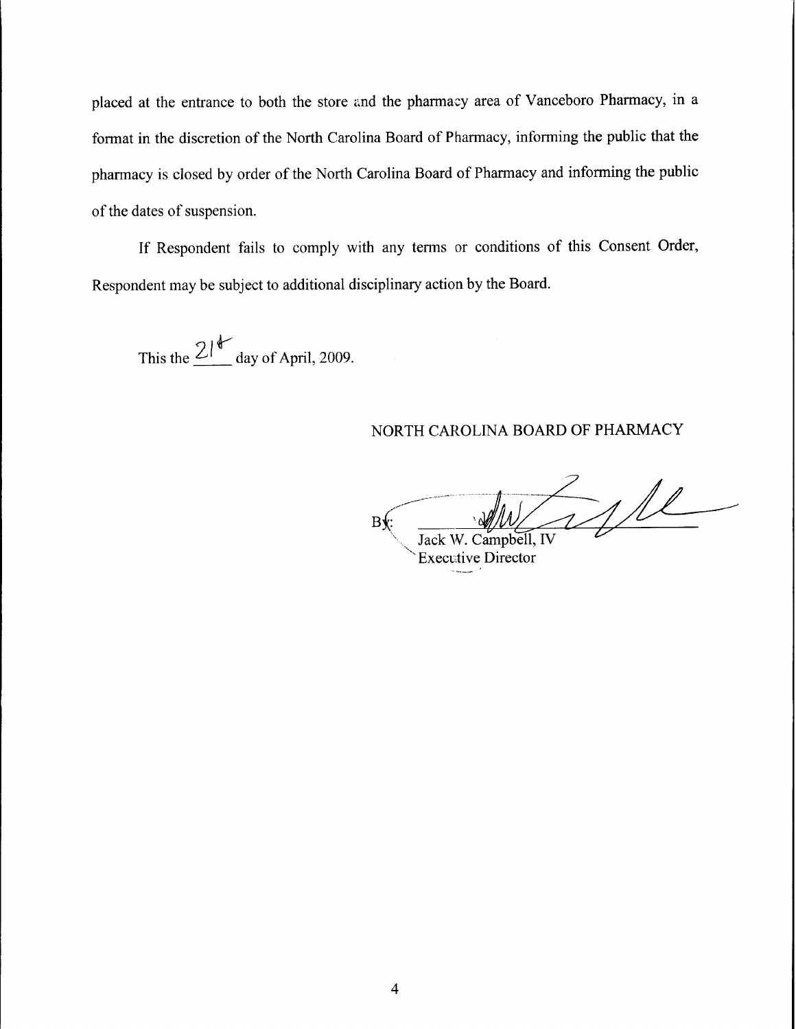placed at the entrance to both the store and the pharmacy area of Vanceboro Pharmacy, in a format in the discretion of the North Carolina Board of Pharmacy, informing the public that the pharmacy is closed by order of the North Carolina Board of Pharmacy and informing the public of the dates of suspension.

If Respondent fails to comply with any terms or conditions of this Consent Order, Respondent may be subject to additional disciplinary action by the Board.

This the 21st day of April, 2009.

NORTH CAROLINA BOARD OF PHARMACY

By: \_\_\_\_\_\_\_\_\_\_\_\_\_\_\_\_\_\_\_\_
Jack W. Campbell, IV
Executive Director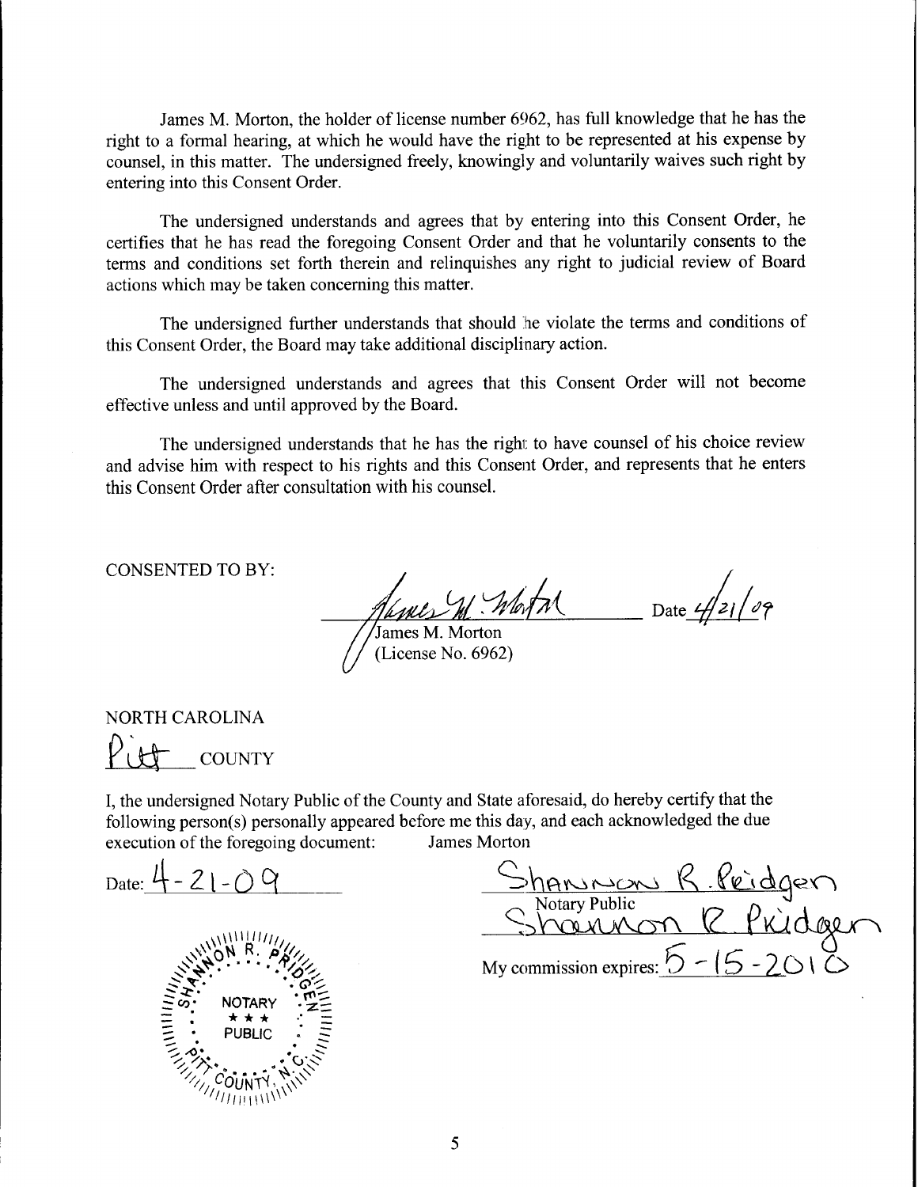James M. Morton, the holder of license number 6962, has full knowledge that he has the right to a formal hearing, at which he would have the right to be represented at his expense by counsel, in this matter. The undersigned freely, knowingly and voluntarily waives such right by entering into this Consent Order.

The undersigned understands and agrees that by entering into this Consent Order, he certifies that he has read the foregoing Consent Order and that he voluntarily consents to the terms and conditions set forth therein and relinquishes any right to judicial review of Board actions which may be taken concerning this matter.

The undersigned further understands that should he violate the terms and conditions of this Consent Order, the Board may take additional disciplinary action.

The undersigned understands and agrees that this Consent Order will not become effective unless and until approved by the Board.

The undersigned understands that he has the right to have counsel of his choice review and advise him with respect to his rights and this Consent Order, and represents that he enters this Consent Order after consultation with his counsel.

CONSENTED TO BY:

James M. Morton
(License No. 6962)

Date 4/21/09

NORTH CAROLINA

Pitt COUNTY

I, the undersigned Notary Public of the County and State aforesaid, do hereby certify that the following person(s) personally appeared before me this day, and each acknowledged the due execution of the foregoing document: James Morton

Date: 4-21-09

Shannon R. Pridgen
Notary Public

Shannon R. Pridgen

My commission expires: 5-15-2010

SHANNON R. PRIDGEN
NOTARY PUBLIC
PITT COUNTY, N.C.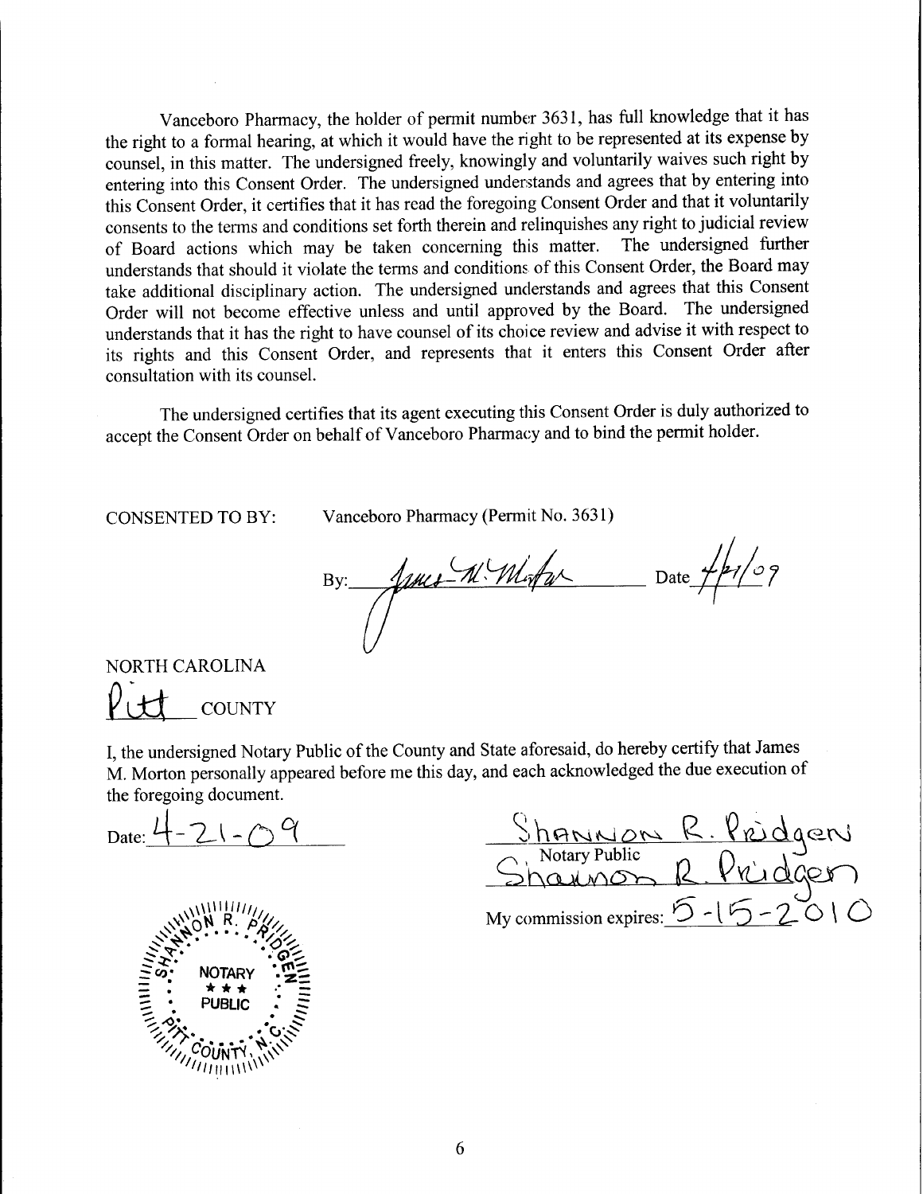Vanceboro Pharmacy, the holder of permit number 3631, has full knowledge that it has the right to a formal hearing, at which it would have the right to be represented at its expense by counsel, in this matter. The undersigned freely, knowingly and voluntarily waives such right by entering into this Consent Order. The undersigned understands and agrees that by entering into this Consent Order, it certifies that it has read the foregoing Consent Order and that it voluntarily consents to the terms and conditions set forth therein and relinquishes any right to judicial review of Board actions which may be taken concerning this matter. The undersigned further understands that should it violate the terms and conditions of this Consent Order, the Board may take additional disciplinary action. The undersigned understands and agrees that this Consent Order will not become effective unless and until approved by the Board. The undersigned understands that it has the right to have counsel of its choice review and advise it with respect to its rights and this Consent Order, and represents that it enters this Consent Order after consultation with its counsel.

The undersigned certifies that its agent executing this Consent Order is duly authorized to accept the Consent Order on behalf of Vanceboro Pharmacy and to bind the permit holder.

CONSENTED TO BY: Vanceboro Pharmacy (Permit No. 3631)

By: James M. Morton Date 4/21/09

NORTH CAROLINA

Pitt COUNTY

I, the undersigned Notary Public of the County and State aforesaid, do hereby certify that James M. Morton personally appeared before me this day, and each acknowledged the due execution of the foregoing document.

Date: 4-21-09

SHANNON R. PRIDGEN
Notary Public
Shannon R. Pridgen

My commission expires: 5-15-2010

SHANNON R. PRIDGEN NOTARY PUBLIC PITT COUNTY, N.C.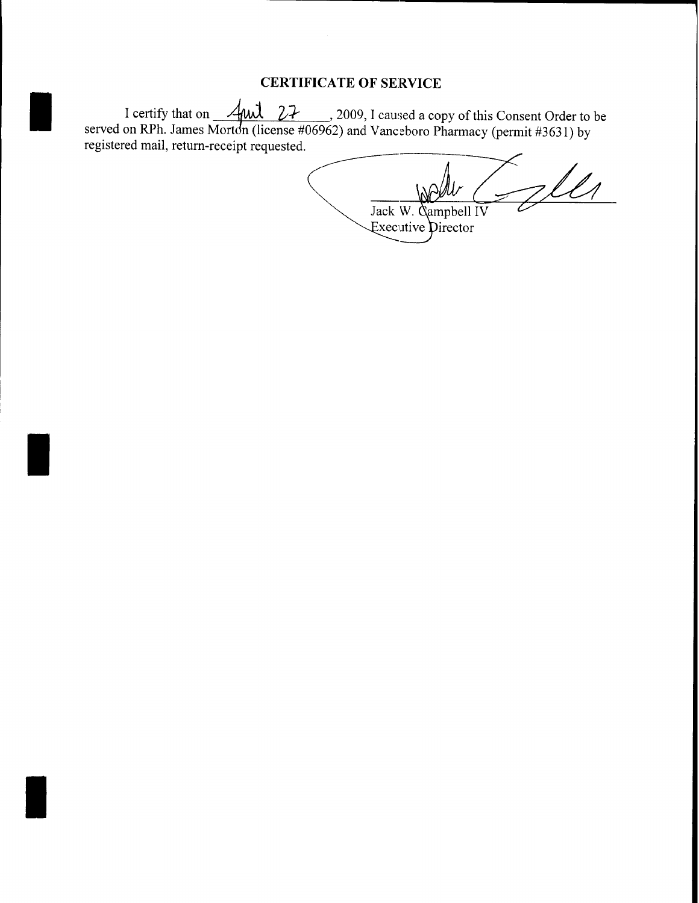## CERTIFICATE OF SERVICE

I certify that on April 27, 2009, I caused a copy of this Consent Order to be served on RPh. James Morton (license #06962) and Vanceboro Pharmacy (permit #3631) by registered mail, return-receipt requested.

Jack W. Campbell IV
Executive Director